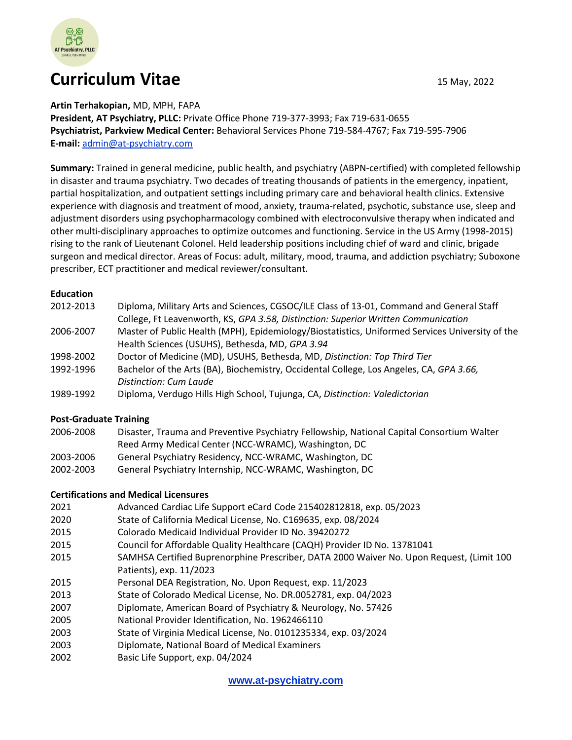# Curriculum Vitae

15 May, 2022

**Artin Terhakopian,** MD, MPH, FAPA
**President, AT Psychiatry, PLLC:** Private Office Phone 719-377-3993; Fax 719-631-0655
**Psychiatrist, Parkview Medical Center:** Behavioral Services Phone 719-584-4767; Fax 719-595-7906
**E-mail:** admin@at-psychiatry.com

**Summary:** Trained in general medicine, public health, and psychiatry (ABPN-certified) with completed fellowship in disaster and trauma psychiatry. Two decades of treating thousands of patients in the emergency, inpatient, partial hospitalization, and outpatient settings including primary care and behavioral health clinics. Extensive experience with diagnosis and treatment of mood, anxiety, trauma-related, psychotic, substance use, sleep and adjustment disorders using psychopharmacology combined with electroconvulsive therapy when indicated and other multi-disciplinary approaches to optimize outcomes and functioning. Service in the US Army (1998-2015) rising to the rank of Lieutenant Colonel. Held leadership positions including chief of ward and clinic, brigade surgeon and medical director. Areas of Focus: adult, military, mood, trauma, and addiction psychiatry; Suboxone prescriber, ECT practitioner and medical reviewer/consultant.

## Education

| | |
|---|---|
| 2012-2013 | Diploma, Military Arts and Sciences, CGSOC/ILE Class of 13-01, Command and General Staff College, Ft Leavenworth, KS, *GPA 3.58, Distinction: Superior Written Communication* |
| 2006-2007 | Master of Public Health (MPH), Epidemiology/Biostatistics, Uniformed Services University of the Health Sciences (USUHS), Bethesda, MD, *GPA 3.94* |
| 1998-2002 | Doctor of Medicine (MD), USUHS, Bethesda, MD, *Distinction: Top Third Tier* |
| 1992-1996 | Bachelor of the Arts (BA), Biochemistry, Occidental College, Los Angeles, CA, *GPA 3.66, Distinction: Cum Laude* |
| 1989-1992 | Diploma, Verdugo Hills High School, Tujunga, CA, *Distinction: Valedictorian* |

## Post-Graduate Training

| | |
|---|---|
| 2006-2008 | Disaster, Trauma and Preventive Psychiatry Fellowship, National Capital Consortium Walter Reed Army Medical Center (NCC-WRAMC), Washington, DC |
| 2003-2006 | General Psychiatry Residency, NCC-WRAMC, Washington, DC |
| 2002-2003 | General Psychiatry Internship, NCC-WRAMC, Washington, DC |

## Certifications and Medical Licensures

| | |
|---|---|
| 2021 | Advanced Cardiac Life Support eCard Code 215402812818, exp. 05/2023 |
| 2020 | State of California Medical License, No. C169635, exp. 08/2024 |
| 2015 | Colorado Medicaid Individual Provider ID No. 39420272 |
| 2015 | Council for Affordable Quality Healthcare (CAQH) Provider ID No. 13781041 |
| 2015 | SAMHSA Certified Buprenorphine Prescriber, DATA 2000 Waiver No. Upon Request, (Limit 100 Patients), exp. 11/2023 |
| 2015 | Personal DEA Registration, No. Upon Request, exp. 11/2023 |
| 2013 | State of Colorado Medical License, No. DR.0052781, exp. 04/2023 |
| 2007 | Diplomate, American Board of Psychiatry & Neurology, No. 57426 |
| 2005 | National Provider Identification, No. 1962466110 |
| 2003 | State of Virginia Medical License, No. 0101235334, exp. 03/2024 |
| 2003 | Diplomate, National Board of Medical Examiners |
| 2002 | Basic Life Support, exp. 04/2024 |

www.at-psychiatry.com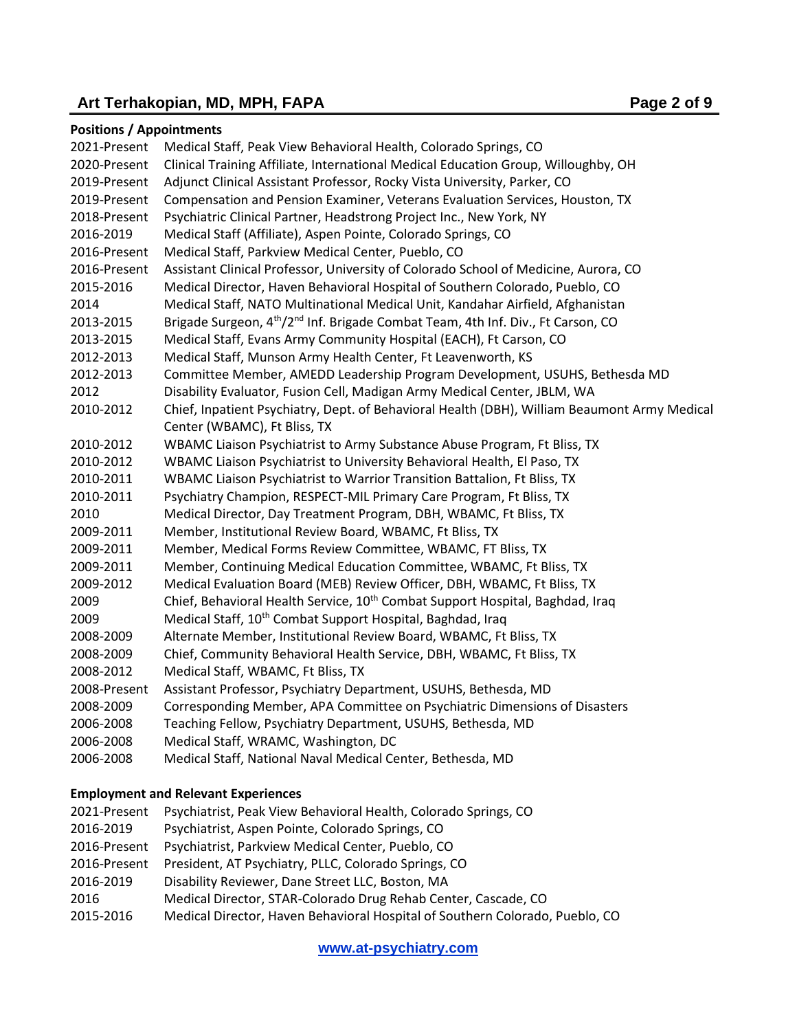**Positions / Appointments**

| | |
|---|---|
| 2021-Present | Medical Staff, Peak View Behavioral Health, Colorado Springs, CO |
| 2020-Present | Clinical Training Affiliate, International Medical Education Group, Willoughby, OH |
| 2019-Present | Adjunct Clinical Assistant Professor, Rocky Vista University, Parker, CO |
| 2019-Present | Compensation and Pension Examiner, Veterans Evaluation Services, Houston, TX |
| 2018-Present | Psychiatric Clinical Partner, Headstrong Project Inc., New York, NY |
| 2016-2019 | Medical Staff (Affiliate), Aspen Pointe, Colorado Springs, CO |
| 2016-Present | Medical Staff, Parkview Medical Center, Pueblo, CO |
| 2016-Present | Assistant Clinical Professor, University of Colorado School of Medicine, Aurora, CO |
| 2015-2016 | Medical Director, Haven Behavioral Hospital of Southern Colorado, Pueblo, CO |
| 2014 | Medical Staff, NATO Multinational Medical Unit, Kandahar Airfield, Afghanistan |
| 2013-2015 | Brigade Surgeon, 4th/2nd Inf. Brigade Combat Team, 4th Inf. Div., Ft Carson, CO |
| 2013-2015 | Medical Staff, Evans Army Community Hospital (EACH), Ft Carson, CO |
| 2012-2013 | Medical Staff, Munson Army Health Center, Ft Leavenworth, KS |
| 2012-2013 | Committee Member, AMEDD Leadership Program Development, USUHS, Bethesda MD |
| 2012 | Disability Evaluator, Fusion Cell, Madigan Army Medical Center, JBLM, WA |
| 2010-2012 | Chief, Inpatient Psychiatry, Dept. of Behavioral Health (DBH), William Beaumont Army Medical Center (WBAMC), Ft Bliss, TX |
| 2010-2012 | WBAMC Liaison Psychiatrist to Army Substance Abuse Program, Ft Bliss, TX |
| 2010-2012 | WBAMC Liaison Psychiatrist to University Behavioral Health, El Paso, TX |
| 2010-2011 | WBAMC Liaison Psychiatrist to Warrior Transition Battalion, Ft Bliss, TX |
| 2010-2011 | Psychiatry Champion, RESPECT-MIL Primary Care Program, Ft Bliss, TX |
| 2010 | Medical Director, Day Treatment Program, DBH, WBAMC, Ft Bliss, TX |
| 2009-2011 | Member, Institutional Review Board, WBAMC, Ft Bliss, TX |
| 2009-2011 | Member, Medical Forms Review Committee, WBAMC, FT Bliss, TX |
| 2009-2011 | Member, Continuing Medical Education Committee, WBAMC, Ft Bliss, TX |
| 2009-2012 | Medical Evaluation Board (MEB) Review Officer, DBH, WBAMC, Ft Bliss, TX |
| 2009 | Chief, Behavioral Health Service, 10th Combat Support Hospital, Baghdad, Iraq |
| 2009 | Medical Staff, 10th Combat Support Hospital, Baghdad, Iraq |
| 2008-2009 | Alternate Member, Institutional Review Board, WBAMC, Ft Bliss, TX |
| 2008-2009 | Chief, Community Behavioral Health Service, DBH, WBAMC, Ft Bliss, TX |
| 2008-2012 | Medical Staff, WBAMC, Ft Bliss, TX |
| 2008-Present | Assistant Professor, Psychiatry Department, USUHS, Bethesda, MD |
| 2008-2009 | Corresponding Member, APA Committee on Psychiatric Dimensions of Disasters |
| 2006-2008 | Teaching Fellow, Psychiatry Department, USUHS, Bethesda, MD |
| 2006-2008 | Medical Staff, WRAMC, Washington, DC |
| 2006-2008 | Medical Staff, National Naval Medical Center, Bethesda, MD |

**Employment and Relevant Experiences**

| | |
|---|---|
| 2021-Present | Psychiatrist, Peak View Behavioral Health, Colorado Springs, CO |
| 2016-2019 | Psychiatrist, Aspen Pointe, Colorado Springs, CO |
| 2016-Present | Psychiatrist, Parkview Medical Center, Pueblo, CO |
| 2016-Present | President, AT Psychiatry, PLLC, Colorado Springs, CO |
| 2016-2019 | Disability Reviewer, Dane Street LLC, Boston, MA |
| 2016 | Medical Director, STAR-Colorado Drug Rehab Center, Cascade, CO |
| 2015-2016 | Medical Director, Haven Behavioral Hospital of Southern Colorado, Pueblo, CO |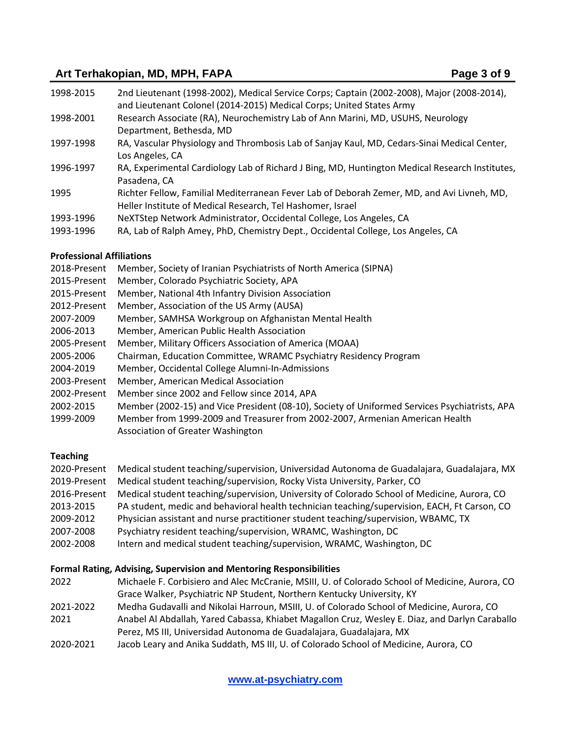| | |
|---|---|
| 1998-2015 | 2nd Lieutenant (1998-2002), Medical Service Corps; Captain (2002-2008), Major (2008-2014), and Lieutenant Colonel (2014-2015) Medical Corps; United States Army |
| 1998-2001 | Research Associate (RA), Neurochemistry Lab of Ann Marini, MD, USUHS, Neurology Department, Bethesda, MD |
| 1997-1998 | RA, Vascular Physiology and Thrombosis Lab of Sanjay Kaul, MD, Cedars-Sinai Medical Center, Los Angeles, CA |
| 1996-1997 | RA, Experimental Cardiology Lab of Richard J Bing, MD, Huntington Medical Research Institutes, Pasadena, CA |
| 1995 | Richter Fellow, Familial Mediterranean Fever Lab of Deborah Zemer, MD, and Avi Livneh, MD, Heller Institute of Medical Research, Tel Hashomer, Israel |
| 1993-1996 | NeXTStep Network Administrator, Occidental College, Los Angeles, CA |
| 1993-1996 | RA, Lab of Ralph Amey, PhD, Chemistry Dept., Occidental College, Los Angeles, CA |

**Professional Affiliations**

| | |
|---|---|
| 2018-Present | Member, Society of Iranian Psychiatrists of North America (SIPNA) |
| 2015-Present | Member, Colorado Psychiatric Society, APA |
| 2015-Present | Member, National 4th Infantry Division Association |
| 2012-Present | Member, Association of the US Army (AUSA) |
| 2007-2009 | Member, SAMHSA Workgroup on Afghanistan Mental Health |
| 2006-2013 | Member, American Public Health Association |
| 2005-Present | Member, Military Officers Association of America (MOAA) |
| 2005-2006 | Chairman, Education Committee, WRAMC Psychiatry Residency Program |
| 2004-2019 | Member, Occidental College Alumni-In-Admissions |
| 2003-Present | Member, American Medical Association |
| 2002-Present | Member since 2002 and Fellow since 2014, APA |
| 2002-2015 | Member (2002-15) and Vice President (08-10), Society of Uniformed Services Psychiatrists, APA |
| 1999-2009 | Member from 1999-2009 and Treasurer from 2002-2007, Armenian American Health Association of Greater Washington |

**Teaching**

| | |
|---|---|
| 2020-Present | Medical student teaching/supervision, Universidad Autonoma de Guadalajara, Guadalajara, MX |
| 2019-Present | Medical student teaching/supervision, Rocky Vista University, Parker, CO |
| 2016-Present | Medical student teaching/supervision, University of Colorado School of Medicine, Aurora, CO |
| 2013-2015 | PA student, medic and behavioral health technician teaching/supervision, EACH, Ft Carson, CO |
| 2009-2012 | Physician assistant and nurse practitioner student teaching/supervision, WBAMC, TX |
| 2007-2008 | Psychiatry resident teaching/supervision, WRAMC, Washington, DC |
| 2002-2008 | Intern and medical student teaching/supervision, WRAMC, Washington, DC |

**Formal Rating, Advising, Supervision and Mentoring Responsibilities**

| | |
|---|---|
| 2022 | Michaele F. Corbisiero and Alec McCranie, MSIII, U. of Colorado School of Medicine, Aurora, CO<br>Grace Walker, Psychiatric NP Student, Northern Kentucky University, KY |
| 2021-2022 | Medha Gudavalli and Nikolai Harroun, MSIII, U. of Colorado School of Medicine, Aurora, CO |
| 2021 | Anabel Al Abdallah, Yared Cabassa, Khiabet Magallon Cruz, Wesley E. Diaz, and Darlyn Caraballo Perez, MS III, Universidad Autonoma de Guadalajara, Guadalajara, MX |
| 2020-2021 | Jacob Leary and Anika Suddath, MS III, U. of Colorado School of Medicine, Aurora, CO |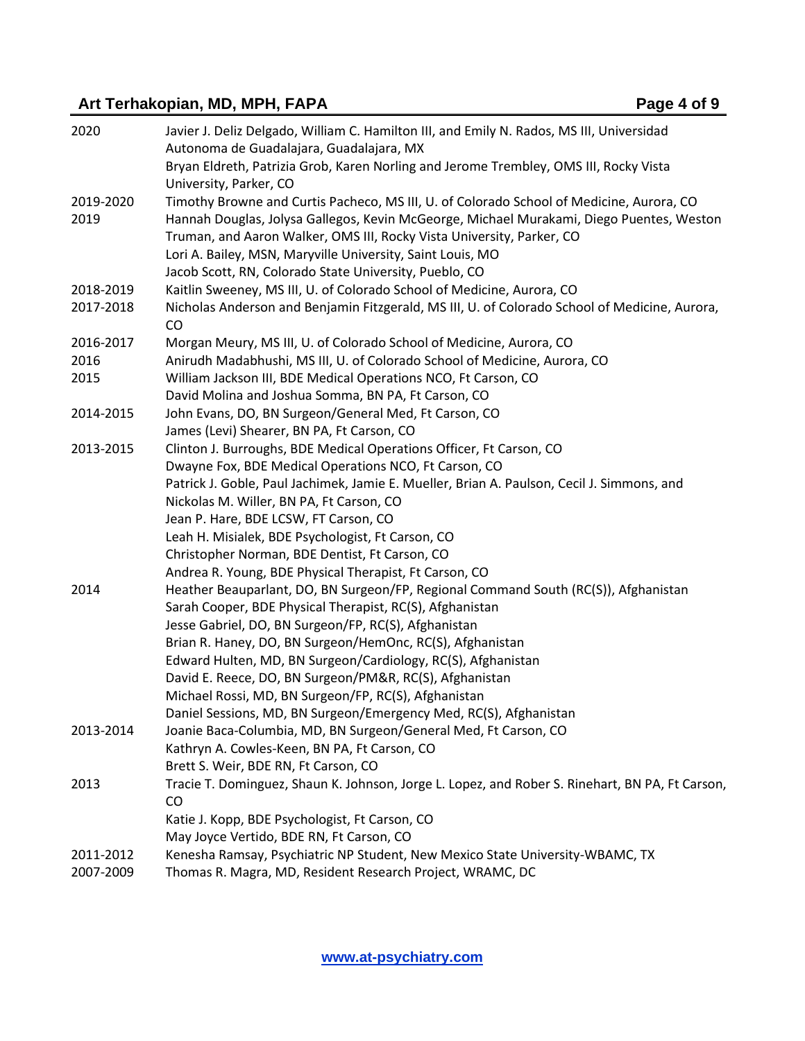| | |
|---|---|
| 2020 | Javier J. Deliz Delgado, William C. Hamilton III, and Emily N. Rados, MS III, Universidad Autonoma de Guadalajara, Guadalajara, MX |
| | Bryan Eldreth, Patrizia Grob, Karen Norling and Jerome Trembley, OMS III, Rocky Vista University, Parker, CO |
| 2019-2020 | Timothy Browne and Curtis Pacheco, MS III, U. of Colorado School of Medicine, Aurora, CO |
| 2019 | Hannah Douglas, Jolysa Gallegos, Kevin McGeorge, Michael Murakami, Diego Puentes, Weston Truman, and Aaron Walker, OMS III, Rocky Vista University, Parker, CO |
| | Lori A. Bailey, MSN, Maryville University, Saint Louis, MO |
| | Jacob Scott, RN, Colorado State University, Pueblo, CO |
| 2018-2019 | Kaitlin Sweeney, MS III, U. of Colorado School of Medicine, Aurora, CO |
| 2017-2018 | Nicholas Anderson and Benjamin Fitzgerald, MS III, U. of Colorado School of Medicine, Aurora, CO |
| 2016-2017 | Morgan Meury, MS III, U. of Colorado School of Medicine, Aurora, CO |
| 2016 | Anirudh Madabhushi, MS III, U. of Colorado School of Medicine, Aurora, CO |
| 2015 | William Jackson III, BDE Medical Operations NCO, Ft Carson, CO |
| | David Molina and Joshua Somma, BN PA, Ft Carson, CO |
| 2014-2015 | John Evans, DO, BN Surgeon/General Med, Ft Carson, CO |
| | James (Levi) Shearer, BN PA, Ft Carson, CO |
| 2013-2015 | Clinton J. Burroughs, BDE Medical Operations Officer, Ft Carson, CO |
| | Dwayne Fox, BDE Medical Operations NCO, Ft Carson, CO |
| | Patrick J. Goble, Paul Jachimek, Jamie E. Mueller, Brian A. Paulson, Cecil J. Simmons, and Nickolas M. Willer, BN PA, Ft Carson, CO |
| | Jean P. Hare, BDE LCSW, FT Carson, CO |
| | Leah H. Misialek, BDE Psychologist, Ft Carson, CO |
| | Christopher Norman, BDE Dentist, Ft Carson, CO |
| | Andrea R. Young, BDE Physical Therapist, Ft Carson, CO |
| 2014 | Heather Beauparlant, DO, BN Surgeon/FP, Regional Command South (RC(S)), Afghanistan |
| | Sarah Cooper, BDE Physical Therapist, RC(S), Afghanistan |
| | Jesse Gabriel, DO, BN Surgeon/FP, RC(S), Afghanistan |
| | Brian R. Haney, DO, BN Surgeon/HemOnc, RC(S), Afghanistan |
| | Edward Hulten, MD, BN Surgeon/Cardiology, RC(S), Afghanistan |
| | David E. Reece, DO, BN Surgeon/PM&R, RC(S), Afghanistan |
| | Michael Rossi, MD, BN Surgeon/FP, RC(S), Afghanistan |
| | Daniel Sessions, MD, BN Surgeon/Emergency Med, RC(S), Afghanistan |
| 2013-2014 | Joanie Baca-Columbia, MD, BN Surgeon/General Med, Ft Carson, CO |
| | Kathryn A. Cowles-Keen, BN PA, Ft Carson, CO |
| | Brett S. Weir, BDE RN, Ft Carson, CO |
| 2013 | Tracie T. Dominguez, Shaun K. Johnson, Jorge L. Lopez, and Rober S. Rinehart, BN PA, Ft Carson, CO |
| | Katie J. Kopp, BDE Psychologist, Ft Carson, CO |
| | May Joyce Vertido, BDE RN, Ft Carson, CO |
| 2011-2012 | Kenesha Ramsay, Psychiatric NP Student, New Mexico State University-WBAMC, TX |
| 2007-2009 | Thomas R. Magra, MD, Resident Research Project, WRAMC, DC |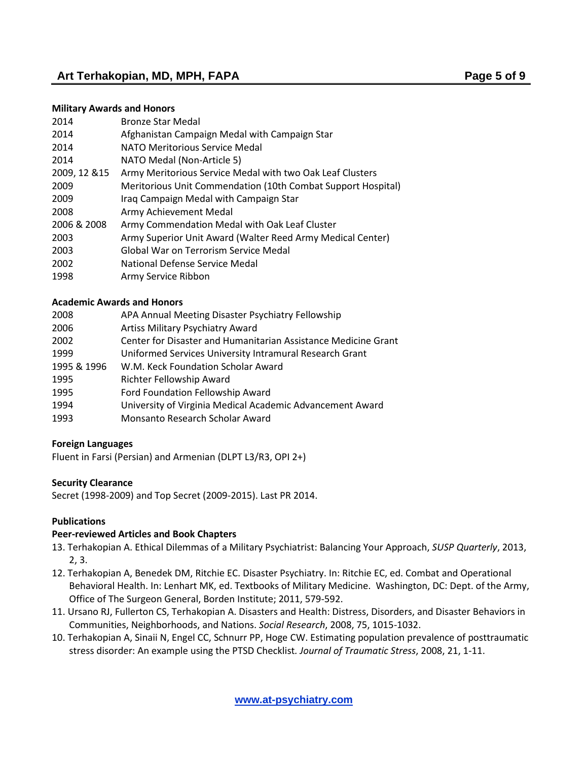**Military Awards and Honors**

| | |
|---|---|
| 2014 | Bronze Star Medal |
| 2014 | Afghanistan Campaign Medal with Campaign Star |
| 2014 | NATO Meritorious Service Medal |
| 2014 | NATO Medal (Non-Article 5) |
| 2009, 12 &15 | Army Meritorious Service Medal with two Oak Leaf Clusters |
| 2009 | Meritorious Unit Commendation (10th Combat Support Hospital) |
| 2009 | Iraq Campaign Medal with Campaign Star |
| 2008 | Army Achievement Medal |
| 2006 & 2008 | Army Commendation Medal with Oak Leaf Cluster |
| 2003 | Army Superior Unit Award (Walter Reed Army Medical Center) |
| 2003 | Global War on Terrorism Service Medal |
| 2002 | National Defense Service Medal |
| 1998 | Army Service Ribbon |

**Academic Awards and Honors**

| | |
|---|---|
| 2008 | APA Annual Meeting Disaster Psychiatry Fellowship |
| 2006 | Artiss Military Psychiatry Award |
| 2002 | Center for Disaster and Humanitarian Assistance Medicine Grant |
| 1999 | Uniformed Services University Intramural Research Grant |
| 1995 & 1996 | W.M. Keck Foundation Scholar Award |
| 1995 | Richter Fellowship Award |
| 1995 | Ford Foundation Fellowship Award |
| 1994 | University of Virginia Medical Academic Advancement Award |
| 1993 | Monsanto Research Scholar Award |

**Foreign Languages**

Fluent in Farsi (Persian) and Armenian (DLPT L3/R3, OPI 2+)

**Security Clearance**

Secret (1998-2009) and Top Secret (2009-2015). Last PR 2014.

**Publications**

**Peer-reviewed Articles and Book Chapters**

13. Terhakopian A. Ethical Dilemmas of a Military Psychiatrist: Balancing Your Approach, *SUSP Quarterly*, 2013, 2, 3.
12. Terhakopian A, Benedek DM, Ritchie EC. Disaster Psychiatry. In: Ritchie EC, ed. Combat and Operational Behavioral Health. In: Lenhart MK, ed. Textbooks of Military Medicine. Washington, DC: Dept. of the Army, Office of The Surgeon General, Borden Institute; 2011, 579-592.
11. Ursano RJ, Fullerton CS, Terhakopian A. Disasters and Health: Distress, Disorders, and Disaster Behaviors in Communities, Neighborhoods, and Nations. *Social Research*, 2008, 75, 1015-1032.
10. Terhakopian A, Sinaii N, Engel CC, Schnurr PP, Hoge CW. Estimating population prevalence of posttraumatic stress disorder: An example using the PTSD Checklist. *Journal of Traumatic Stress*, 2008, 21, 1-11.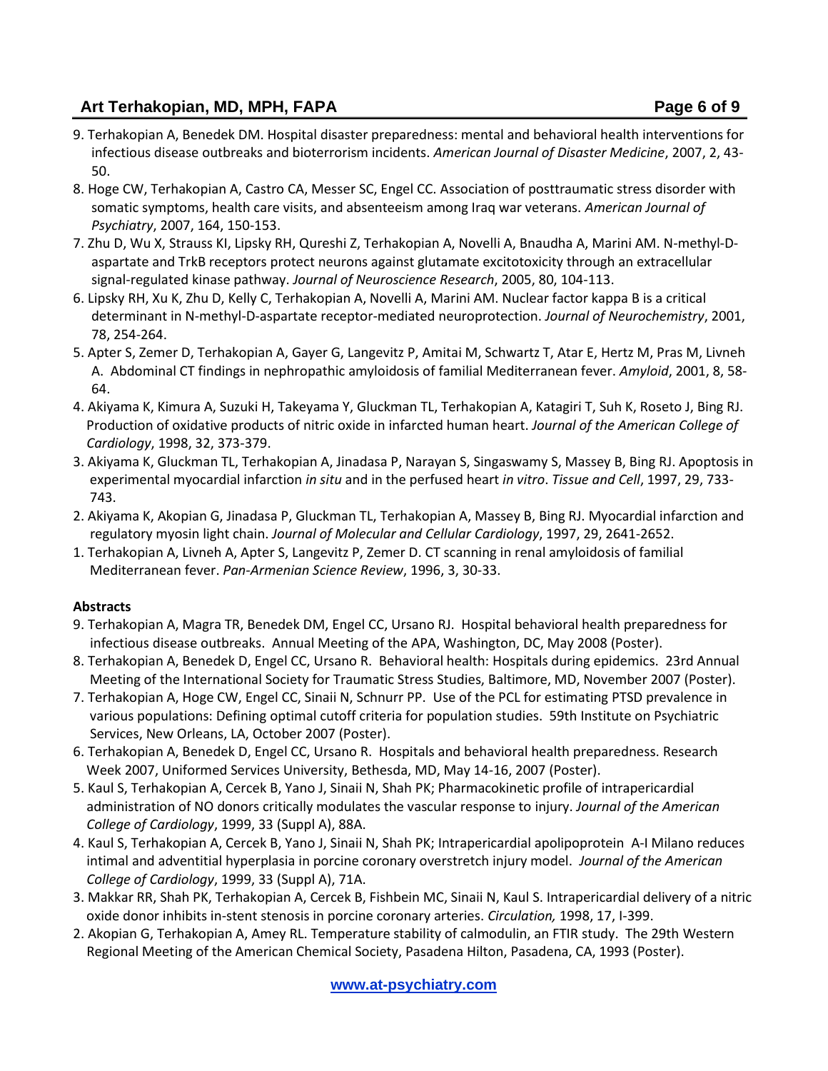9. Terhakopian A, Benedek DM. Hospital disaster preparedness: mental and behavioral health interventions for infectious disease outbreaks and bioterrorism incidents. *American Journal of Disaster Medicine*, 2007, 2, 43-50.
8. Hoge CW, Terhakopian A, Castro CA, Messer SC, Engel CC. Association of posttraumatic stress disorder with somatic symptoms, health care visits, and absenteeism among Iraq war veterans. *American Journal of Psychiatry*, 2007, 164, 150-153.
7. Zhu D, Wu X, Strauss KI, Lipsky RH, Qureshi Z, Terhakopian A, Novelli A, Bnaudha A, Marini AM. N-methyl-D-aspartate and TrkB receptors protect neurons against glutamate excitotoxicity through an extracellular signal-regulated kinase pathway. *Journal of Neuroscience Research*, 2005, 80, 104-113.
6. Lipsky RH, Xu K, Zhu D, Kelly C, Terhakopian A, Novelli A, Marini AM. Nuclear factor kappa B is a critical determinant in N-methyl-D-aspartate receptor-mediated neuroprotection. *Journal of Neurochemistry*, 2001, 78, 254-264.
5. Apter S, Zemer D, Terhakopian A, Gayer G, Langevitz P, Amitai M, Schwartz T, Atar E, Hertz M, Pras M, Livneh A. Abdominal CT findings in nephropathic amyloidosis of familial Mediterranean fever. *Amyloid*, 2001, 8, 58-64.
4. Akiyama K, Kimura A, Suzuki H, Takeyama Y, Gluckman TL, Terhakopian A, Katagiri T, Suh K, Roseto J, Bing RJ. Production of oxidative products of nitric oxide in infarcted human heart. *Journal of the American College of Cardiology*, 1998, 32, 373-379.
3. Akiyama K, Gluckman TL, Terhakopian A, Jinadasa P, Narayan S, Singaswamy S, Massey B, Bing RJ. Apoptosis in experimental myocardial infarction *in situ* and in the perfused heart *in vitro*. *Tissue and Cell*, 1997, 29, 733-743.
2. Akiyama K, Akopian G, Jinadasa P, Gluckman TL, Terhakopian A, Massey B, Bing RJ. Myocardial infarction and regulatory myosin light chain. *Journal of Molecular and Cellular Cardiology*, 1997, 29, 2641-2652.
1. Terhakopian A, Livneh A, Apter S, Langevitz P, Zemer D. CT scanning in renal amyloidosis of familial Mediterranean fever. *Pan-Armenian Science Review*, 1996, 3, 30-33.

**Abstracts**

9. Terhakopian A, Magra TR, Benedek DM, Engel CC, Ursano RJ. Hospital behavioral health preparedness for infectious disease outbreaks. Annual Meeting of the APA, Washington, DC, May 2008 (Poster).
8. Terhakopian A, Benedek D, Engel CC, Ursano R. Behavioral health: Hospitals during epidemics. 23rd Annual Meeting of the International Society for Traumatic Stress Studies, Baltimore, MD, November 2007 (Poster).
7. Terhakopian A, Hoge CW, Engel CC, Sinaii N, Schnurr PP. Use of the PCL for estimating PTSD prevalence in various populations: Defining optimal cutoff criteria for population studies. 59th Institute on Psychiatric Services, New Orleans, LA, October 2007 (Poster).
6. Terhakopian A, Benedek D, Engel CC, Ursano R. Hospitals and behavioral health preparedness. Research Week 2007, Uniformed Services University, Bethesda, MD, May 14-16, 2007 (Poster).
5. Kaul S, Terhakopian A, Cercek B, Yano J, Sinaii N, Shah PK; Pharmacokinetic profile of intrapericardial administration of NO donors critically modulates the vascular response to injury. *Journal of the American College of Cardiology*, 1999, 33 (Suppl A), 88A.
4. Kaul S, Terhakopian A, Cercek B, Yano J, Sinaii N, Shah PK; Intrapericardial apolipoprotein A-I Milano reduces intimal and adventitial hyperplasia in porcine coronary overstretch injury model. *Journal of the American College of Cardiology*, 1999, 33 (Suppl A), 71A.
3. Makkar RR, Shah PK, Terhakopian A, Cercek B, Fishbein MC, Sinaii N, Kaul S. Intrapericardial delivery of a nitric oxide donor inhibits in-stent stenosis in porcine coronary arteries. *Circulation,* 1998, 17, I-399.
2. Akopian G, Terhakopian A, Amey RL. Temperature stability of calmodulin, an FTIR study. The 29th Western Regional Meeting of the American Chemical Society, Pasadena Hilton, Pasadena, CA, 1993 (Poster).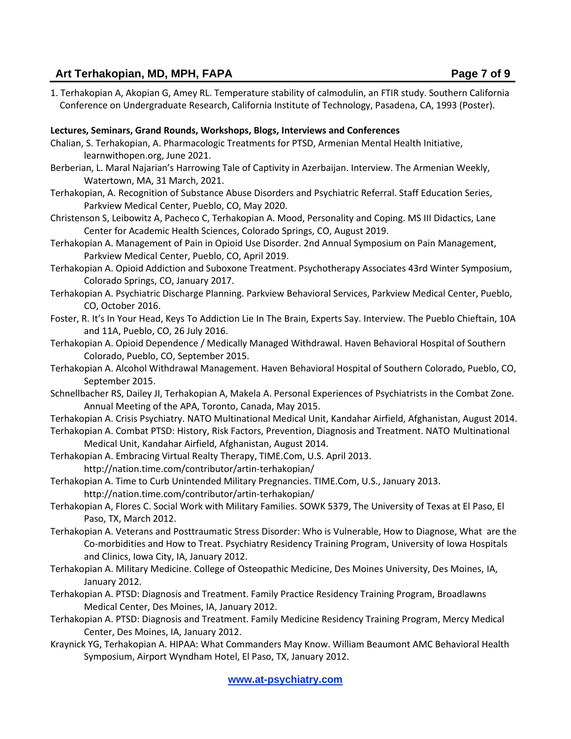1. Terhakopian A, Akopian G, Amey RL. Temperature stability of calmodulin, an FTIR study. Southern California Conference on Undergraduate Research, California Institute of Technology, Pasadena, CA, 1993 (Poster).

**Lectures, Seminars, Grand Rounds, Workshops, Blogs, Interviews and Conferences**

Chalian, S. Terhakopian, A. Pharmacologic Treatments for PTSD, Armenian Mental Health Initiative, learnwithopen.org, June 2021.

Berberian, L. Maral Najarian's Harrowing Tale of Captivity in Azerbaijan. Interview. The Armenian Weekly, Watertown, MA, 31 March, 2021.

Terhakopian, A. Recognition of Substance Abuse Disorders and Psychiatric Referral. Staff Education Series, Parkview Medical Center, Pueblo, CO, May 2020.

Christenson S, Leibowitz A, Pacheco C, Terhakopian A. Mood, Personality and Coping. MS III Didactics, Lane Center for Academic Health Sciences, Colorado Springs, CO, August 2019.

Terhakopian A. Management of Pain in Opioid Use Disorder. 2nd Annual Symposium on Pain Management, Parkview Medical Center, Pueblo, CO, April 2019.

Terhakopian A. Opioid Addiction and Suboxone Treatment. Psychotherapy Associates 43rd Winter Symposium, Colorado Springs, CO, January 2017.

Terhakopian A. Psychiatric Discharge Planning. Parkview Behavioral Services, Parkview Medical Center, Pueblo, CO, October 2016.

Foster, R. It's In Your Head, Keys To Addiction Lie In The Brain, Experts Say. Interview. The Pueblo Chieftain, 10A and 11A, Pueblo, CO, 26 July 2016.

Terhakopian A. Opioid Dependence / Medically Managed Withdrawal. Haven Behavioral Hospital of Southern Colorado, Pueblo, CO, September 2015.

Terhakopian A. Alcohol Withdrawal Management. Haven Behavioral Hospital of Southern Colorado, Pueblo, CO, September 2015.

Schnellbacher RS, Dailey JI, Terhakopian A, Makela A. Personal Experiences of Psychiatrists in the Combat Zone. Annual Meeting of the APA, Toronto, Canada, May 2015.

Terhakopian A. Crisis Psychiatry. NATO Multinational Medical Unit, Kandahar Airfield, Afghanistan, August 2014.

Terhakopian A. Combat PTSD: History, Risk Factors, Prevention, Diagnosis and Treatment. NATO Multinational Medical Unit, Kandahar Airfield, Afghanistan, August 2014.

Terhakopian A. Embracing Virtual Realty Therapy, TIME.Com, U.S. April 2013. http://nation.time.com/contributor/artin-terhakopian/

Terhakopian A. Time to Curb Unintended Military Pregnancies. TIME.Com, U.S., January 2013. http://nation.time.com/contributor/artin-terhakopian/

Terhakopian A, Flores C. Social Work with Military Families. SOWK 5379, The University of Texas at El Paso, El Paso, TX, March 2012.

Terhakopian A. Veterans and Posttraumatic Stress Disorder: Who is Vulnerable, How to Diagnose, What are the Co-morbidities and How to Treat. Psychiatry Residency Training Program, University of Iowa Hospitals and Clinics, Iowa City, IA, January 2012.

Terhakopian A. Military Medicine. College of Osteopathic Medicine, Des Moines University, Des Moines, IA, January 2012.

Terhakopian A. PTSD: Diagnosis and Treatment. Family Practice Residency Training Program, Broadlawns Medical Center, Des Moines, IA, January 2012.

Terhakopian A. PTSD: Diagnosis and Treatment. Family Medicine Residency Training Program, Mercy Medical Center, Des Moines, IA, January 2012.

Kraynick YG, Terhakopian A. HIPAA: What Commanders May Know. William Beaumont AMC Behavioral Health Symposium, Airport Wyndham Hotel, El Paso, TX, January 2012.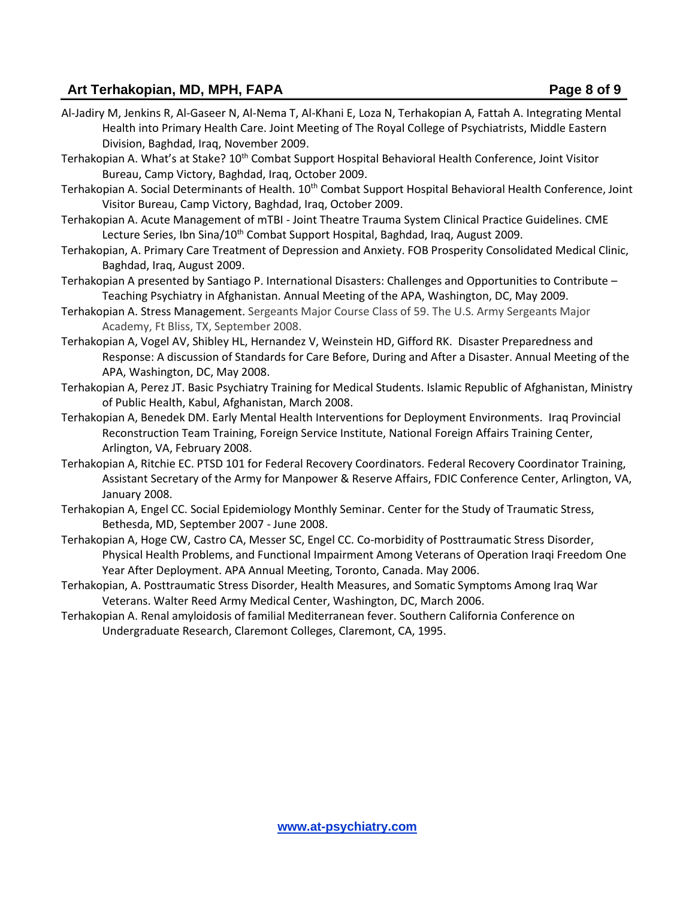Al-Jadiry M, Jenkins R, Al-Gaseer N, Al-Nema T, Al-Khani E, Loza N, Terhakopian A, Fattah A. Integrating Mental Health into Primary Health Care. Joint Meeting of The Royal College of Psychiatrists, Middle Eastern Division, Baghdad, Iraq, November 2009.

Terhakopian A. What's at Stake? 10th Combat Support Hospital Behavioral Health Conference, Joint Visitor Bureau, Camp Victory, Baghdad, Iraq, October 2009.

Terhakopian A. Social Determinants of Health. 10th Combat Support Hospital Behavioral Health Conference, Joint Visitor Bureau, Camp Victory, Baghdad, Iraq, October 2009.

Terhakopian A. Acute Management of mTBI - Joint Theatre Trauma System Clinical Practice Guidelines. CME Lecture Series, Ibn Sina/10th Combat Support Hospital, Baghdad, Iraq, August 2009.

Terhakopian, A. Primary Care Treatment of Depression and Anxiety. FOB Prosperity Consolidated Medical Clinic, Baghdad, Iraq, August 2009.

Terhakopian A presented by Santiago P. International Disasters: Challenges and Opportunities to Contribute – Teaching Psychiatry in Afghanistan. Annual Meeting of the APA, Washington, DC, May 2009.

Terhakopian A. Stress Management. Sergeants Major Course Class of 59. The U.S. Army Sergeants Major Academy, Ft Bliss, TX, September 2008.

Terhakopian A, Vogel AV, Shibley HL, Hernandez V, Weinstein HD, Gifford RK. Disaster Preparedness and Response: A discussion of Standards for Care Before, During and After a Disaster. Annual Meeting of the APA, Washington, DC, May 2008.

Terhakopian A, Perez JT. Basic Psychiatry Training for Medical Students. Islamic Republic of Afghanistan, Ministry of Public Health, Kabul, Afghanistan, March 2008.

Terhakopian A, Benedek DM. Early Mental Health Interventions for Deployment Environments. Iraq Provincial Reconstruction Team Training, Foreign Service Institute, National Foreign Affairs Training Center, Arlington, VA, February 2008.

Terhakopian A, Ritchie EC. PTSD 101 for Federal Recovery Coordinators. Federal Recovery Coordinator Training, Assistant Secretary of the Army for Manpower & Reserve Affairs, FDIC Conference Center, Arlington, VA, January 2008.

Terhakopian A, Engel CC. Social Epidemiology Monthly Seminar. Center for the Study of Traumatic Stress, Bethesda, MD, September 2007 - June 2008.

Terhakopian A, Hoge CW, Castro CA, Messer SC, Engel CC. Co-morbidity of Posttraumatic Stress Disorder, Physical Health Problems, and Functional Impairment Among Veterans of Operation Iraqi Freedom One Year After Deployment. APA Annual Meeting, Toronto, Canada. May 2006.

Terhakopian, A. Posttraumatic Stress Disorder, Health Measures, and Somatic Symptoms Among Iraq War Veterans. Walter Reed Army Medical Center, Washington, DC, March 2006.

Terhakopian A. Renal amyloidosis of familial Mediterranean fever. Southern California Conference on Undergraduate Research, Claremont Colleges, Claremont, CA, 1995.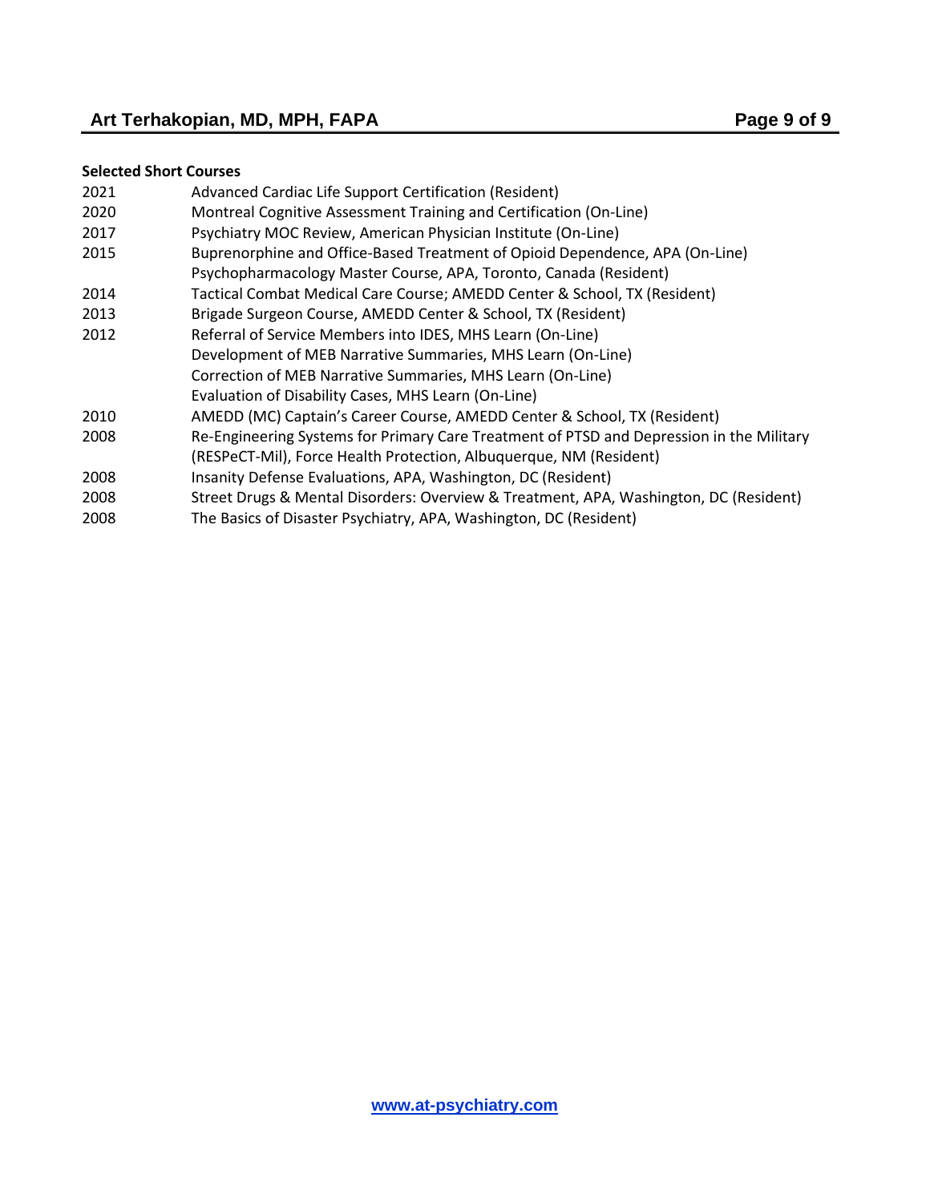**Selected Short Courses**

| | |
|---|---|
| 2021 | Advanced Cardiac Life Support Certification (Resident) |
| 2020 | Montreal Cognitive Assessment Training and Certification (On-Line) |
| 2017 | Psychiatry MOC Review, American Physician Institute (On-Line) |
| 2015 | Buprenorphine and Office-Based Treatment of Opioid Dependence, APA (On-Line) |
| | Psychopharmacology Master Course, APA, Toronto, Canada (Resident) |
| 2014 | Tactical Combat Medical Care Course; AMEDD Center & School, TX (Resident) |
| 2013 | Brigade Surgeon Course, AMEDD Center & School, TX (Resident) |
| 2012 | Referral of Service Members into IDES, MHS Learn (On-Line) |
| | Development of MEB Narrative Summaries, MHS Learn (On-Line) |
| | Correction of MEB Narrative Summaries, MHS Learn (On-Line) |
| | Evaluation of Disability Cases, MHS Learn (On-Line) |
| 2010 | AMEDD (MC) Captain's Career Course, AMEDD Center & School, TX (Resident) |
| 2008 | Re-Engineering Systems for Primary Care Treatment of PTSD and Depression in the Military (RESPeCT-Mil), Force Health Protection, Albuquerque, NM (Resident) |
| 2008 | Insanity Defense Evaluations, APA, Washington, DC (Resident) |
| 2008 | Street Drugs & Mental Disorders: Overview & Treatment, APA, Washington, DC (Resident) |
| 2008 | The Basics of Disaster Psychiatry, APA, Washington, DC (Resident) |